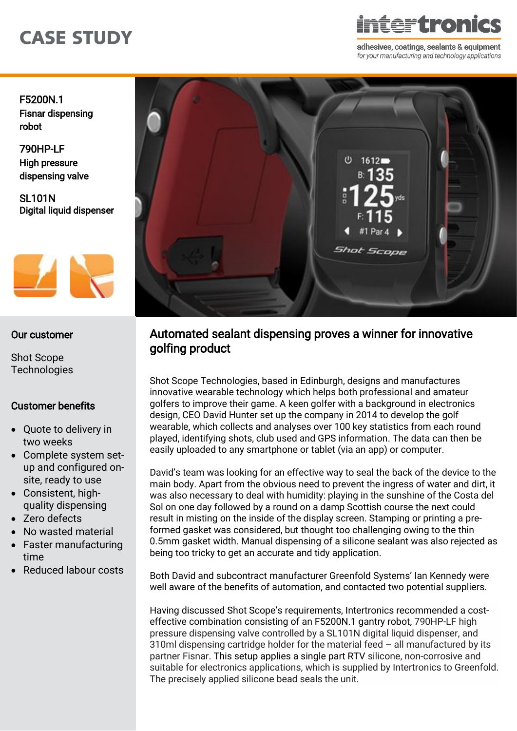# CASE STUDY

**intertronics**

adhesives, coatings, sealants & equipment
*for your manufacturing and technology applications*

**F5200N.1**
**Fisnar dispensing robot**

**790HP-LF**
**High pressure dispensing valve**

**SL101N**
**Digital liquid dispenser**

## Our customer

Shot Scope Technologies

## Customer benefits

- Quote to delivery in two weeks
- Complete system set-up and configured on-site, ready to use
- Consistent, high-quality dispensing
- Zero defects
- No wasted material
- Faster manufacturing time
- Reduced labour costs

## Automated sealant dispensing proves a winner for innovative golfing product

Shot Scope Technologies, based in Edinburgh, designs and manufactures innovative wearable technology which helps both professional and amateur golfers to improve their game. A keen golfer with a background in electronics design, CEO David Hunter set up the company in 2014 to develop the golf wearable, which collects and analyses over 100 key statistics from each round played, identifying shots, club used and GPS information. The data can then be easily uploaded to any smartphone or tablet (via an app) or computer.

David's team was looking for an effective way to seal the back of the device to the main body. Apart from the obvious need to prevent the ingress of water and dirt, it was also necessary to deal with humidity: playing in the sunshine of the Costa del Sol on one day followed by a round on a damp Scottish course the next could result in misting on the inside of the display screen. Stamping or printing a pre-formed gasket was considered, but thought too challenging owing to the thin 0.5mm gasket width. Manual dispensing of a silicone sealant was also rejected as being too tricky to get an accurate and tidy application.

Both David and subcontract manufacturer Greenfold Systems' Ian Kennedy were well aware of the benefits of automation, and contacted two potential suppliers.

Having discussed Shot Scope's requirements, Intertronics recommended a cost-effective combination consisting of an F5200N.1 gantry robot, 790HP-LF high pressure dispensing valve controlled by a SL101N digital liquid dispenser, and 310ml dispensing cartridge holder for the material feed – all manufactured by its partner Fisnar. This setup applies a single part RTV silicone, non-corrosive and suitable for electronics applications, which is supplied by Intertronics to Greenfold. The precisely applied silicone bead seals the unit.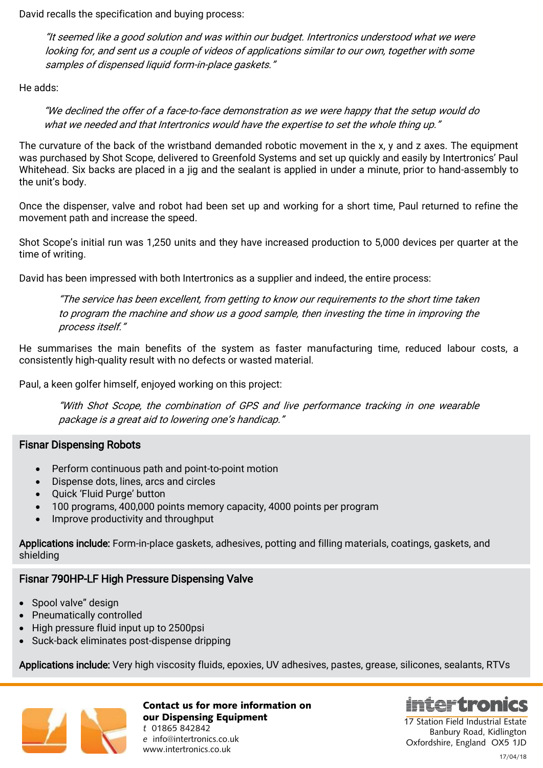David recalls the specification and buying process:

> *"It seemed like a good solution and was within our budget. Intertronics understood what we were looking for, and sent us a couple of videos of applications similar to our own, together with some samples of dispensed liquid form-in-place gaskets."*

He adds:

> *"We declined the offer of a face-to-face demonstration as we were happy that the setup would do what we needed and that Intertronics would have the expertise to set the whole thing up."*

The curvature of the back of the wristband demanded robotic movement in the x, y and z axes. The equipment was purchased by Shot Scope, delivered to Greenfold Systems and set up quickly and easily by Intertronics' Paul Whitehead. Six backs are placed in a jig and the sealant is applied in under a minute, prior to hand-assembly to the unit's body.

Once the dispenser, valve and robot had been set up and working for a short time, Paul returned to refine the movement path and increase the speed.

Shot Scope's initial run was 1,250 units and they have increased production to 5,000 devices per quarter at the time of writing.

David has been impressed with both Intertronics as a supplier and indeed, the entire process:

> *"The service has been excellent, from getting to know our requirements to the short time taken to program the machine and show us a good sample, then investing the time in improving the process itself."*

He summarises the main benefits of the system as faster manufacturing time, reduced labour costs, a consistently high-quality result with no defects or wasted material.

Paul, a keen golfer himself, enjoyed working on this project:

> *"With Shot Scope, the combination of GPS and live performance tracking in one wearable package is a great aid to lowering one's handicap."*

## Fisnar Dispensing Robots

- Perform continuous path and point-to-point motion
- Dispense dots, lines, arcs and circles
- Quick 'Fluid Purge' button
- 100 programs, 400,000 points memory capacity, 4000 points per program
- Improve productivity and throughput

**Applications include:** Form-in-place gaskets, adhesives, potting and filling materials, coatings, gaskets, and shielding

## Fisnar 790HP-LF High Pressure Dispensing Valve

- Spool valve" design
- Pneumatically controlled
- High pressure fluid input up to 2500psi
- Suck-back eliminates post-dispense dripping

**Applications include:** Very high viscosity fluids, epoxies, UV adhesives, pastes, grease, silicones, sealants, RTVs

**Contact us for more information on our Dispensing Equipment**
*t* 01865 842842
*e* info@intertronics.co.uk
www.intertronics.co.uk

intertronics
17 Station Field Industrial Estate
Banbury Road, Kidlington
Oxfordshire, England OX5 1JD

17/04/18